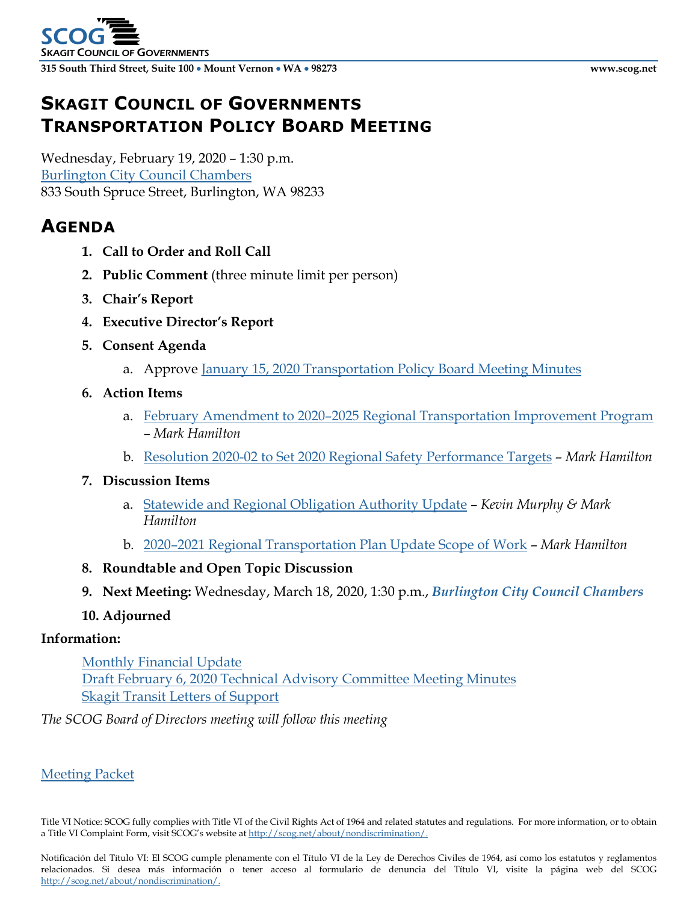**SCOG**
**Skagit Council of Governments**

**315 South Third Street, Suite 100 • Mount Vernon • WA • 98273** **www.scog.net**

# Skagit Council of Governments Transportation Policy Board Meeting

Wednesday, February 19, 2020 – 1:30 p.m.
Burlington City Council Chambers
833 South Spruce Street, Burlington, WA 98233

## Agenda

1. **Call to Order and Roll Call**
2. **Public Comment** (three minute limit per person)
3. **Chair's Report**
4. **Executive Director's Report**
5. **Consent Agenda**
   a. Approve January 15, 2020 Transportation Policy Board Meeting Minutes
6. **Action Items**
   a. February Amendment to 2020–2025 Regional Transportation Improvement Program – *Mark Hamilton*
   b. Resolution 2020-02 to Set 2020 Regional Safety Performance Targets – *Mark Hamilton*
7. **Discussion Items**
   a. Statewide and Regional Obligation Authority Update – *Kevin Murphy & Mark Hamilton*
   b. 2020–2021 Regional Transportation Plan Update Scope of Work – *Mark Hamilton*
8. **Roundtable and Open Topic Discussion**
9. **Next Meeting:** Wednesday, March 18, 2020, 1:30 p.m., ***Burlington City Council Chambers***
10. **Adjourned**

**Information:**

Monthly Financial Update
Draft February 6, 2020 Technical Advisory Committee Meeting Minutes
Skagit Transit Letters of Support

*The SCOG Board of Directors meeting will follow this meeting*

Meeting Packet

Title VI Notice: SCOG fully complies with Title VI of the Civil Rights Act of 1964 and related statutes and regulations. For more information, or to obtain a Title VI Complaint Form, visit SCOG's website at http://scog.net/about/nondiscrimination/.

Notificación del Título VI: El SCOG cumple plenamente con el Título VI de la Ley de Derechos Civiles de 1964, así como los estatutos y reglamentos relacionados. Si desea más información o tener acceso al formulario de denuncia del Título VI, visite la página web del SCOG http://scog.net/about/nondiscrimination/.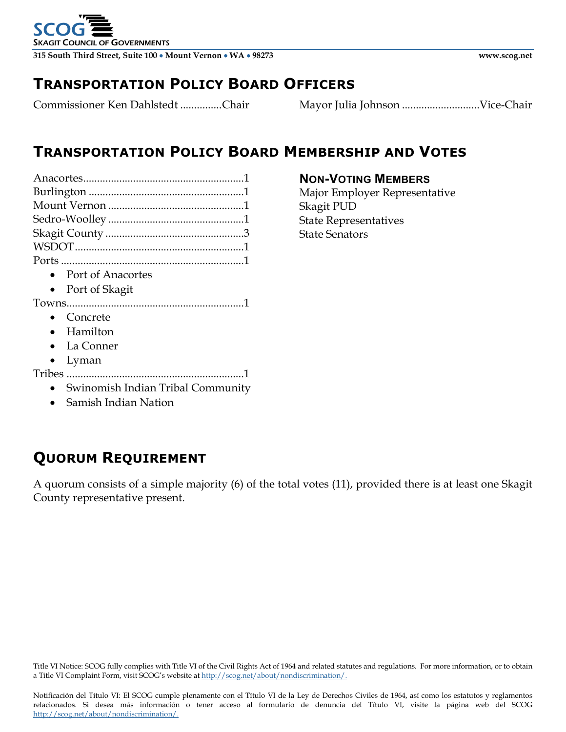SCOG
SKAGIT COUNCIL OF GOVERNMENTS
315 South Third Street, Suite 100 • Mount Vernon • WA • 98273 www.scog.net

## TRANSPORTATION POLICY BOARD OFFICERS

Commissioner Ken Dahlstedt ..............Chair

Mayor Julia Johnson ...........................Vice-Chair

## TRANSPORTATION POLICY BOARD MEMBERSHIP AND VOTES

Anacortes..........................................................1
Burlington .......................................................1
Mount Vernon .................................................1
Sedro-Woolley .................................................1
Skagit County ..................................................3
WSDOT.............................................................1
Ports ..................................................................1

- Port of Anacortes
- Port of Skagit

Towns................................................................1

- Concrete
- Hamilton
- La Conner
- Lyman

Tribes ................................................................1

- Swinomish Indian Tribal Community
- Samish Indian Nation

### NON-VOTING MEMBERS

Major Employer Representative
Skagit PUD
State Representatives
State Senators

## QUORUM REQUIREMENT

A quorum consists of a simple majority (6) of the total votes (11), provided there is at least one Skagit County representative present.

Title VI Notice: SCOG fully complies with Title VI of the Civil Rights Act of 1964 and related statutes and regulations. For more information, or to obtain a Title VI Complaint Form, visit SCOG's website at http://scog.net/about/nondiscrimination/.

Notificación del Título VI: El SCOG cumple plenamente con el Título VI de la Ley de Derechos Civiles de 1964, así como los estatutos y reglamentos relacionados. Si desea más información o tener acceso al formulario de denuncia del Título VI, visite la página web del SCOG http://scog.net/about/nondiscrimination/.